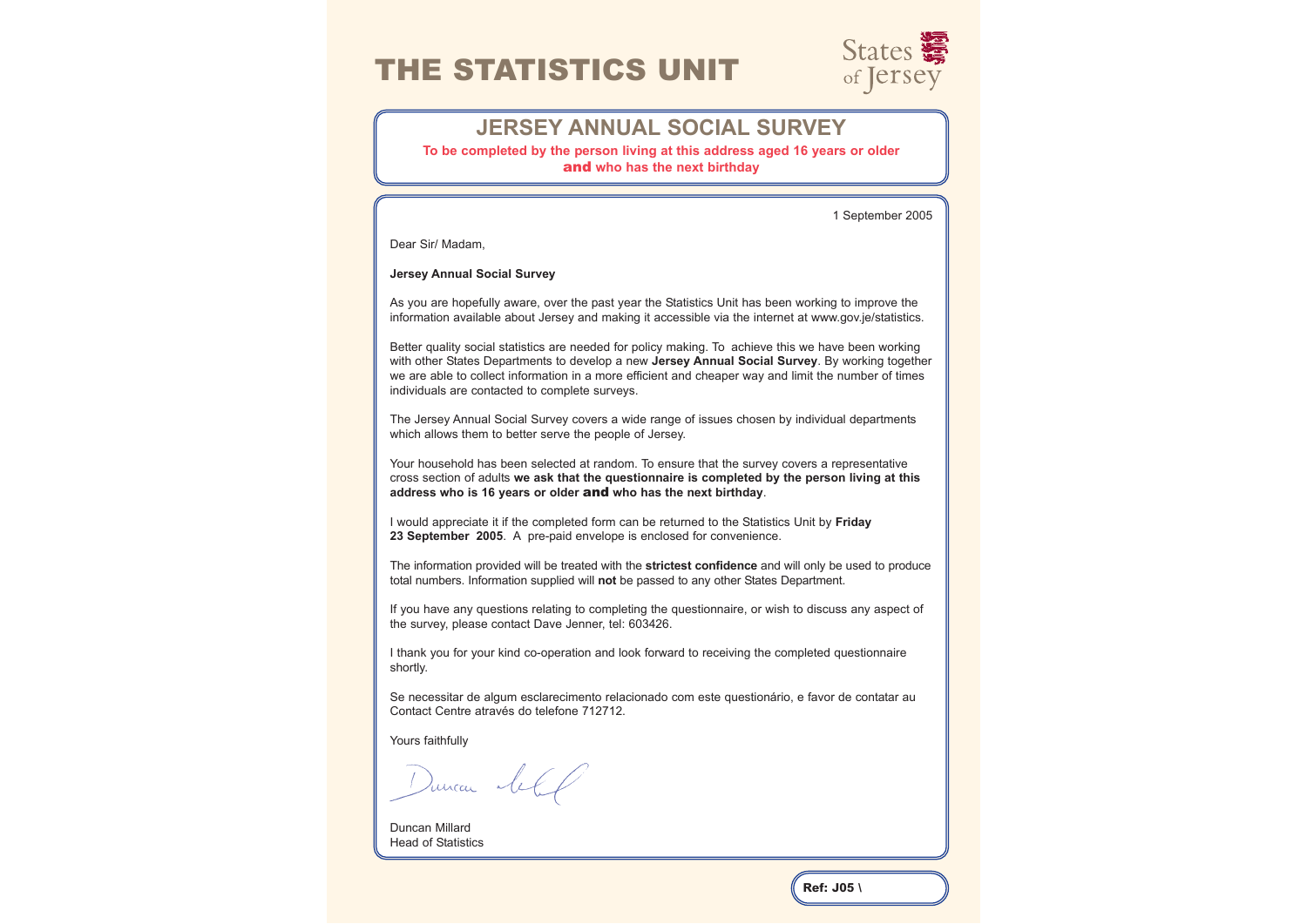# THE STATISTICS UNIT

States of Jersey

## JERSEY ANNUAL SOCIAL SURVEY

**To be completed by the person living at this address aged 16 years or older and who has the next birthday**

1 September 2005

Dear Sir/ Madam,

**Jersey Annual Social Survey**

As you are hopefully aware, over the past year the Statistics Unit has been working to improve the information available about Jersey and making it accessible via the internet at www.gov.je/statistics.

Better quality social statistics are needed for policy making. To achieve this we have been working with other States Departments to develop a new **Jersey Annual Social Survey**. By working together we are able to collect information in a more efficient and cheaper way and limit the number of times individuals are contacted to complete surveys.

The Jersey Annual Social Survey covers a wide range of issues chosen by individual departments which allows them to better serve the people of Jersey.

Your household has been selected at random. To ensure that the survey covers a representative cross section of adults **we ask that the questionnaire is completed by the person living at this address who is 16 years or older and who has the next birthday**.

I would appreciate it if the completed form can be returned to the Statistics Unit by **Friday 23 September 2005**. A pre-paid envelope is enclosed for convenience.

The information provided will be treated with the **strictest confidence** and will only be used to produce total numbers. Information supplied will **not** be passed to any other States Department.

If you have any questions relating to completing the questionnaire, or wish to discuss any aspect of the survey, please contact Dave Jenner, tel: 603426.

I thank you for your kind co-operation and look forward to receiving the completed questionnaire shortly.

Se necessitar de algum esclarecimento relacionado com este questionário, e favor de contatar au Contact Centre através do telefone 712712.

Yours faithfully

Duncan Millard
Head of Statistics

**Ref: J05 \**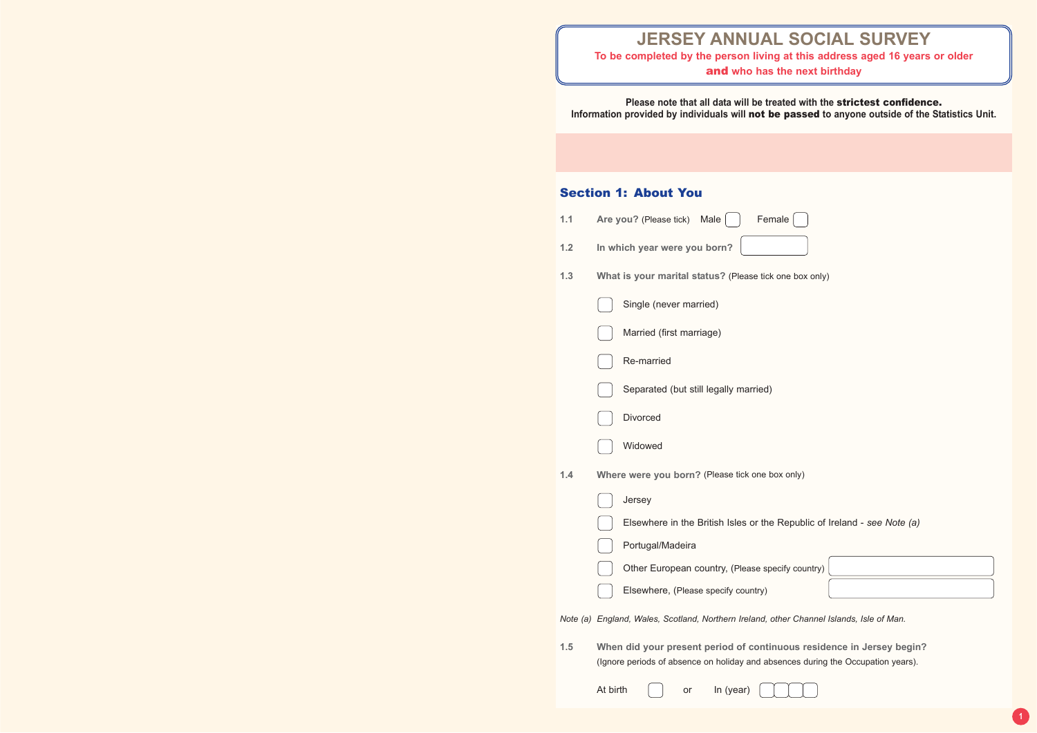# JERSEY ANNUAL SOCIAL SURVEY

**To be completed by the person living at this address aged 16 years or older and who has the next birthday**

**Please note that all data will be treated with the strictest confidence.**
**Information provided by individuals will not be passed to anyone outside of the Statistics Unit.**

## Section 1: About You

**1.1 Are you?** (Please tick) Male ☐ Female ☐

**1.2 In which year were you born?** ☐

**1.3 What is your marital status?** (Please tick one box only)

- ☐ Single (never married)
- ☐ Married (first marriage)
- ☐ Re-married
- ☐ Separated (but still legally married)
- ☐ Divorced
- ☐ Widowed

**1.4 Where were you born?** (Please tick one box only)

- ☐ Jersey
- ☐ Elsewhere in the British Isles or the Republic of Ireland - *see Note (a)*
- ☐ Portugal/Madeira
- ☐ Other European country, (Please specify country) ________
- ☐ Elsewhere, (Please specify country) ________

*Note (a) England, Wales, Scotland, Northern Ireland, other Channel Islands, Isle of Man.*

**1.5 When did your present period of continuous residence in Jersey begin?**
(Ignore periods of absence on holiday and absences during the Occupation years).

At birth ☐ or In (year) ☐☐☐☐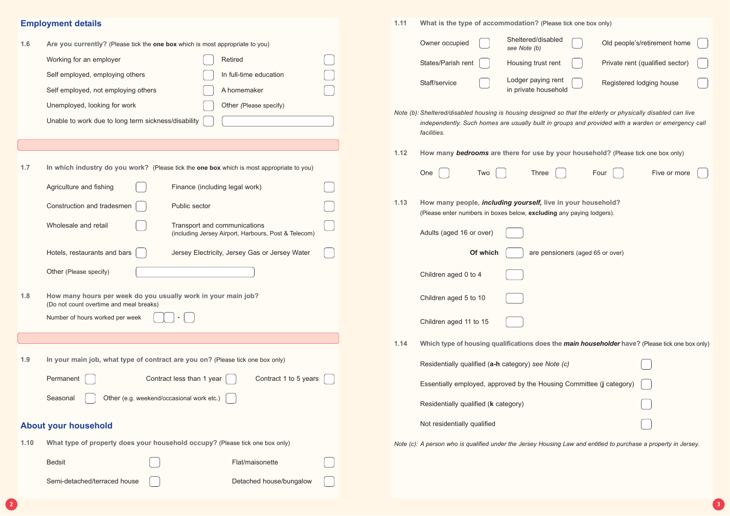## Employment details

**1.6 Are you currently?** (Please tick the **one box** which is most appropriate to you)

- Working for an employer ☐
- Self employed, employing others ☐
- Self employed, not employing others ☐
- Unemployed, looking for work ☐
- Unable to work due to long term sickness/disability ☐
- Retired ☐
- In full-time education ☐
- A homemaker ☐
- Other (Please specify) ________

**1.7 In which industry do you work?** (Please tick the **one box** which is most appropriate to you)

- Agriculture and fishing ☐
- Construction and tradesmen ☐
- Wholesale and retail ☐
- Hotels, restaurants and bars ☐
- Finance (including legal work) ☐
- Public sector ☐
- Transport and communications (including Jersey Airport, Harbours, Post & Telecom) ☐
- Jersey Electricity, Jersey Gas or Jersey Water ☐
- Other (Please specify) ________

**1.8 How many hours per week do you usually work in your main job?**
(Do not count overtime and meal breaks)

Number of hours worked per week ☐☐ · ☐

**1.9 In your main job, what type of contract are you on?** (Please tick one box only)

- Permanent ☐
- Contract less than 1 year ☐
- Contract 1 to 5 years ☐
- Seasonal ☐
- Other (e.g. weekend/occasional work etc.) ☐

## About your household

**1.10 What type of property does your household occupy?** (Please tick one box only)

- Bedsit ☐
- Flat/maisonette ☐
- Semi-detached/terraced house ☐
- Detached house/bungalow ☐

**1.11 What is the type of accommodation?** (Please tick one box only)

- Owner occupied ☐
- Sheltered/disabled *see Note (b)* ☐
- Old people's/retirement home ☐
- States/Parish rent ☐
- Housing trust rent ☐
- Private rent (qualified sector) ☐
- Staff/service ☐
- Lodger paying rent in private household ☐
- Registered lodging house ☐

*Note (b): Sheltered/disabled housing is housing designed so that the elderly or physically disabled can live independently. Such homes are usually built in groups and provided with a warden or emergency call facilities.*

**1.12 How many *bedrooms* are there for use by your household?** (Please tick one box only)

One ☐ Two ☐ Three ☐ Four ☐ Five or more ☐

**1.13 How many people, *including yourself,* live in your household?**
(Please enter numbers in boxes below, **excluding** any paying lodgers).

- Adults (aged 16 or over) ☐
  - **Of which** ☐ are pensioners (aged 65 or over)
- Children aged 0 to 4 ☐
- Children aged 5 to 10 ☐
- Children aged 11 to 15 ☐

**1.14 Which type of housing qualifications does the *main householder* have?** (Please tick one box only)

- Residentially qualified (**a-h** category) *see Note (c)* ☐
- Essentially employed, approved by the Housing Committee (**j** category) ☐
- Residentially qualified (**k** category) ☐
- Not residentially qualified ☐

*Note (c): A person who is qualified under the Jersey Housing Law and entitled to purchase a property in Jersey.*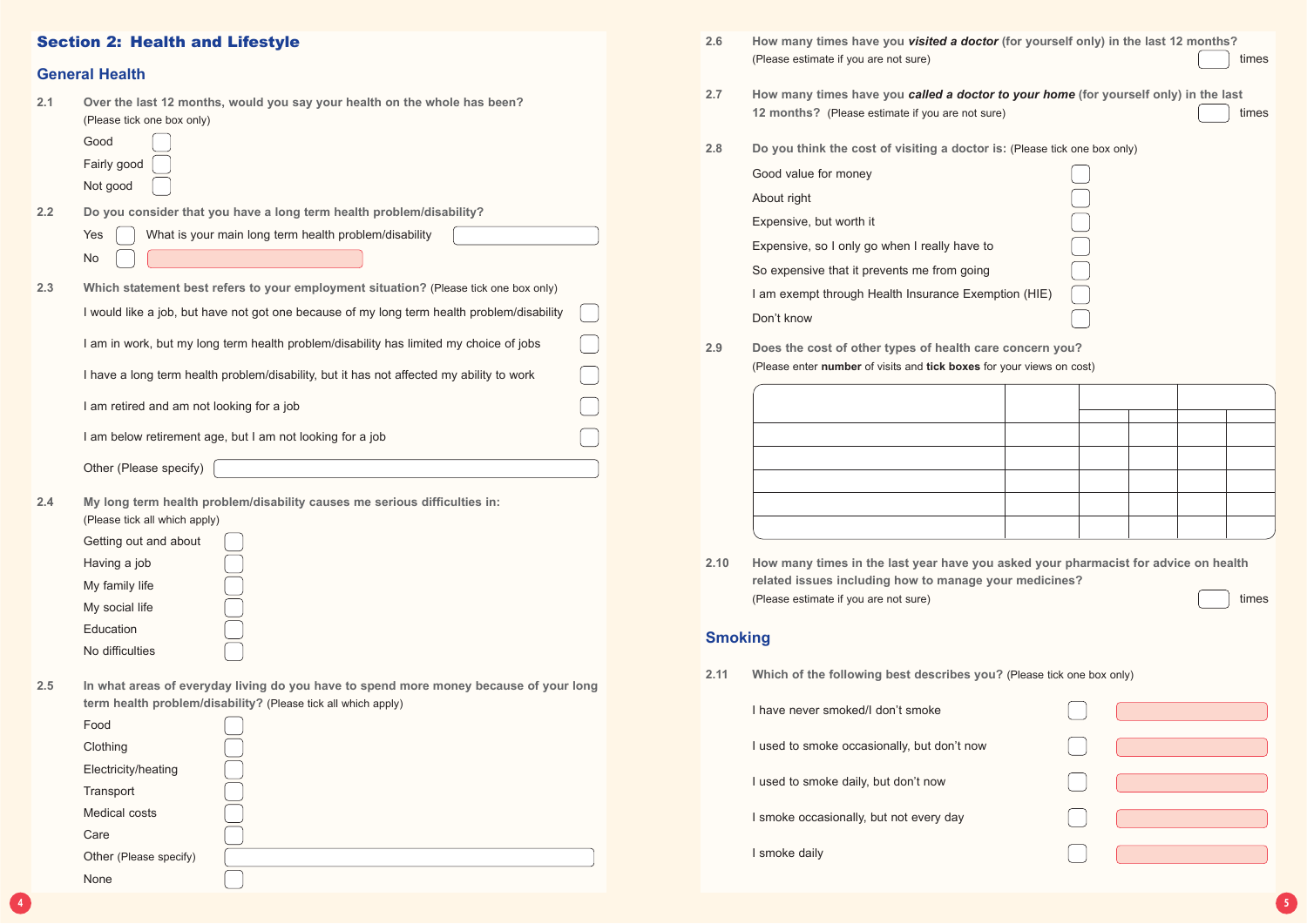## Section 2: Health and Lifestyle

### General Health

**2.1 Over the last 12 months, would you say your health on the whole has been?** (Please tick one box only)

- Good ☐
- Fairly good ☐
- Not good ☐

**2.2 Do you consider that you have a long term health problem/disability?**

- Yes ☐ What is your main long term health problem/disability ____________
- No ☐

**2.3 Which statement best refers to your employment situation?** (Please tick one box only)

- I would like a job, but have not got one because of my long term health problem/disability ☐
- I am in work, but my long term health problem/disability has limited my choice of jobs ☐
- I have a long term health problem/disability, but it has not affected my ability to work ☐
- I am retired and am not looking for a job ☐
- I am below retirement age, but I am not looking for a job ☐
- Other (Please specify) ____________

**2.4 My long term health problem/disability causes me serious difficulties in:** (Please tick all which apply)

- Getting out and about ☐
- Having a job ☐
- My family life ☐
- My social life ☐
- Education ☐
- No difficulties ☐

**2.5 In what areas of everyday living do you have to spend more money because of your long term health problem/disability?** (Please tick all which apply)

- Food ☐
- Clothing ☐
- Electricity/heating ☐
- Transport ☐
- Medical costs ☐
- Care ☐
- Other (Please specify) ____________
- None ☐

**2.6 How many times have you *visited a doctor* (for yourself only) in the last 12 months?**
(Please estimate if you are not sure) ☐ times

**2.7 How many times have you *called a doctor to your home* (for yourself only) in the last 12 months?** (Please estimate if you are not sure) ☐ times

**2.8 Do you think the cost of visiting a doctor is:** (Please tick one box only)

- Good value for money ☐
- About right ☐
- Expensive, but worth it ☐
- Expensive, so I only go when I really have to ☐
- So expensive that it prevents me from going ☐
- I am exempt through Health Insurance Exemption (HIE) ☐
- Don't know ☐

**2.9 Does the cost of other types of health care concern you?**
(Please enter **number** of visits and **tick boxes** for your views on cost)

| | | | | | |
|---|---|---|---|---|---|
| | | | | | |
| | | | | | |
| | | | | | |
| | | | | | |
| | | | | | |

**2.10 How many times in the last year have you asked your pharmacist for advice on health related issues including how to manage your medicines?**
(Please estimate if you are not sure) ☐ times

### Smoking

**2.11 Which of the following best describes you?** (Please tick one box only)

- I have never smoked/I don't smoke ☐
- I used to smoke occasionally, but don't now ☐
- I used to smoke daily, but don't now ☐
- I smoke occasionally, but not every day ☐
- I smoke daily ☐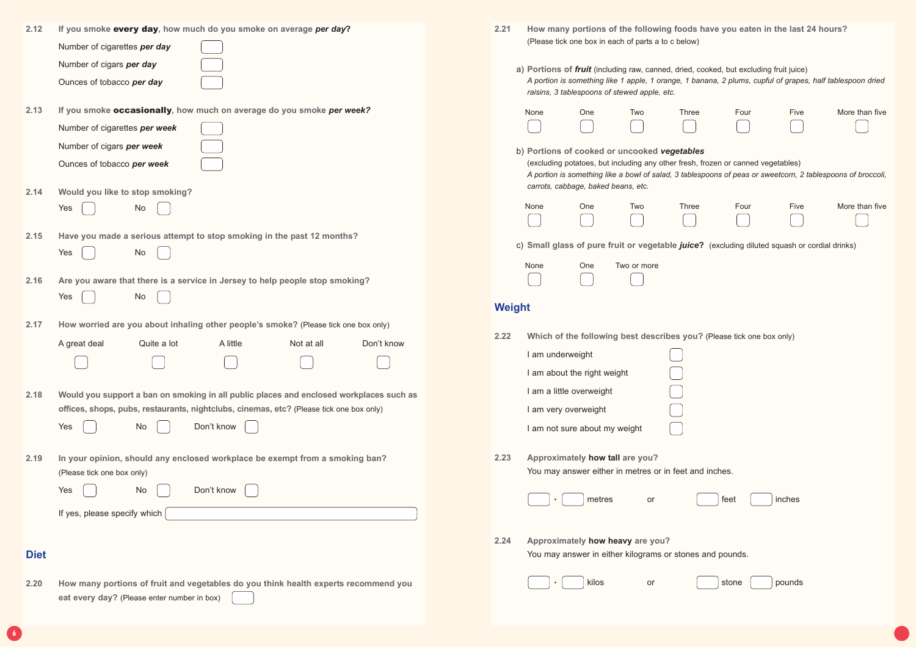**2.12** **If you smoke *every day*, how much do you smoke on average *per day*?**

Number of cigarettes ***per day*** ☐

Number of cigars ***per day*** ☐

Ounces of tobacco ***per day*** ☐

**2.13** **If you smoke *occasionally*, how much on average do you smoke *per week?***

Number of cigarettes ***per week*** ☐

Number of cigars ***per week*** ☐

Ounces of tobacco ***per week*** ☐

**2.14** **Would you like to stop smoking?**

Yes ☐ No ☐

**2.15** **Have you made a serious attempt to stop smoking in the past 12 months?**

Yes ☐ No ☐

**2.16** **Are you aware that there is a service in Jersey to help people stop smoking?**

Yes ☐ No ☐

**2.17** **How worried are you about inhaling other people's smoke?** (Please tick one box only)

| A great deal | Quite a lot | A little | Not at all | Don't know |
|---|---|---|---|---|
| ☐ | ☐ | ☐ | ☐ | ☐ |

**2.18** **Would you support a ban on smoking in all public places and enclosed workplaces such as offices, shops, pubs, restaurants, nightclubs, cinemas, etc?** (Please tick one box only)

Yes ☐ No ☐ Don't know ☐

**2.19** **In your opinion, should any enclosed workplace be exempt from a smoking ban?** (Please tick one box only)

Yes ☐ No ☐ Don't know ☐

If yes, please specify which ☐

## Diet

**2.20** **How many portions of fruit and vegetables do you think health experts recommend you eat every day?** (Please enter number in box) ☐

**2.21** **How many portions of the following foods have you eaten in the last 24 hours?**
(Please tick one box in each of parts a to c below)

a) **Portions of *fruit*** (including raw, canned, dried, cooked, but excluding fruit juice)
*A portion is something like 1 apple, 1 orange, 1 banana, 2 plums, cupful of grapes, half tablespoon dried raisins, 3 tablespoons of stewed apple, etc.*

| None | One | Two | Three | Four | Five | More than five |
|---|---|---|---|---|---|---|
| ☐ | ☐ | ☐ | ☐ | ☐ | ☐ | ☐ |

b) **Portions of cooked or uncooked *vegetables***
(excluding potatoes, but including any other fresh, frozen or canned vegetables)
*A portion is something like a bowl of salad, 3 tablespoons of peas or sweetcorn, 2 tablespoons of broccoli, carrots, cabbage, baked beans, etc.*

| None | One | Two | Three | Four | Five | More than five |
|---|---|---|---|---|---|---|
| ☐ | ☐ | ☐ | ☐ | ☐ | ☐ | ☐ |

c) **Small glass of pure fruit or vegetable *juice*?** (excluding diluted squash or cordial drinks)

| None | One | Two or more |
|---|---|---|
| ☐ | ☐ | ☐ |

## Weight

**2.22** **Which of the following best describes you?** (Please tick one box only)

I am underweight ☐

I am about the right weight ☐

I am a little overweight ☐

I am very overweight ☐

I am not sure about my weight ☐

**2.23** **Approximately how tall are you?**
You may answer either in metres or in feet and inches.

☐ . ☐ metres or ☐ feet ☐ inches

**2.24** **Approximately how heavy are you?**
You may answer in either kilograms or stones and pounds.

☐ . ☐ kilos or ☐ stone ☐ pounds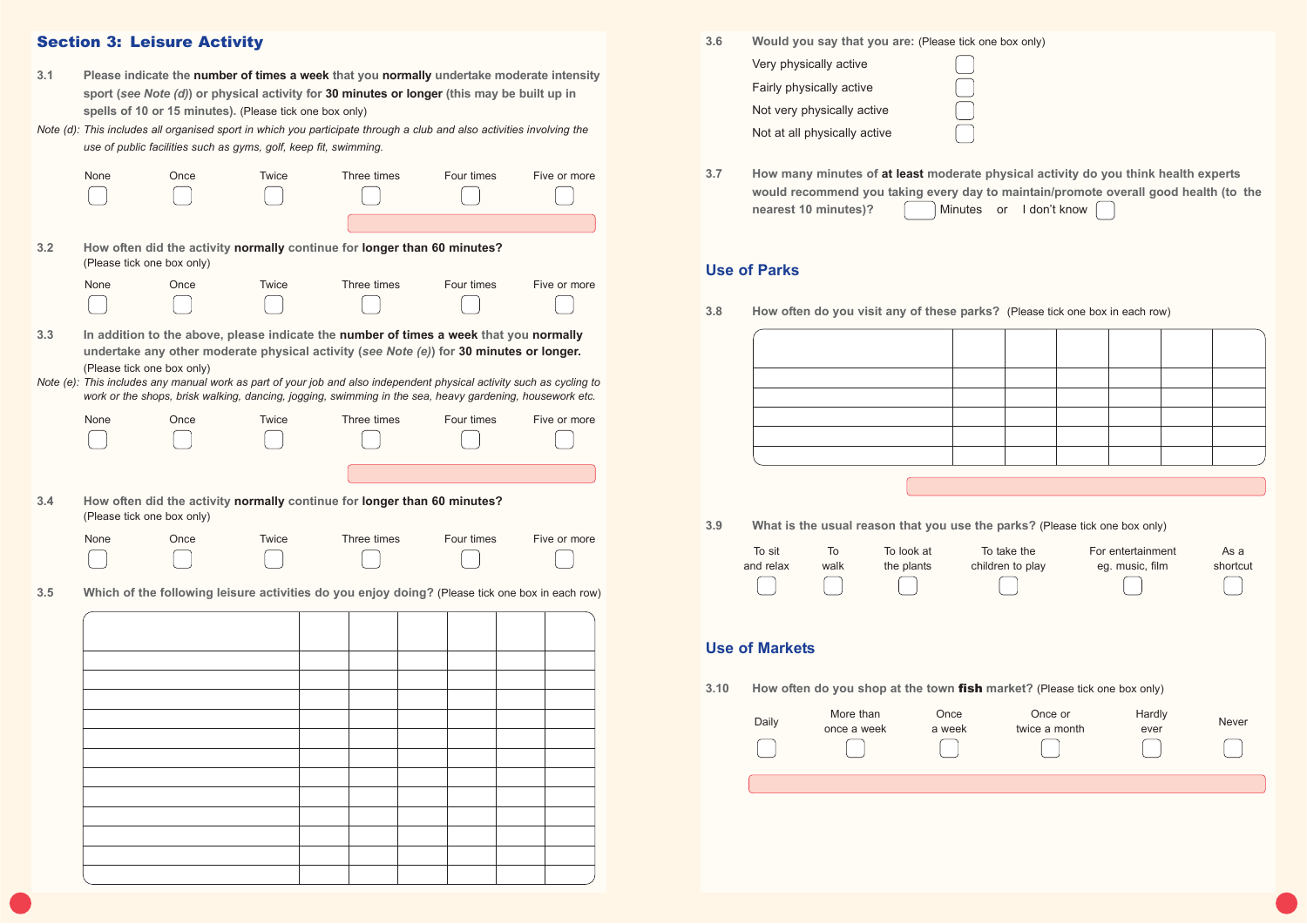## Section 3: Leisure Activity

**3.1** Please indicate the **number of times a week** that you **normally** undertake moderate intensity sport (*see Note (d)*) or physical activity for **30 minutes or longer** (this may be built up in spells of 10 or 15 minutes). (Please tick one box only)

*Note (d): This includes all organised sport in which you participate through a club and also activities involving the use of public facilities such as gyms, golf, keep fit, swimming.*

| None | Once | Twice | Three times | Four times | Five or more |
|---|---|---|---|---|---|
| ☐ | ☐ | ☐ | ☐ | ☐ | ☐ |

**3.2** How often did the activity **normally** continue for **longer than 60 minutes?** (Please tick one box only)

| None | Once | Twice | Three times | Four times | Five or more |
|---|---|---|---|---|---|
| ☐ | ☐ | ☐ | ☐ | ☐ | ☐ |

**3.3** In addition to the above, please indicate the **number of times a week** that you **normally** undertake any other moderate physical activity (*see Note (e)*) for **30 minutes or longer.** (Please tick one box only)

*Note (e): This includes any manual work as part of your job and also independent physical activity such as cycling to work or the shops, brisk walking, dancing, jogging, swimming in the sea, heavy gardening, housework etc.*

| None | Once | Twice | Three times | Four times | Five or more |
|---|---|---|---|---|---|
| ☐ | ☐ | ☐ | ☐ | ☐ | ☐ |

**3.4** How often did the activity **normally** continue for **longer than 60 minutes?** (Please tick one box only)

| None | Once | Twice | Three times | Four times | Five or more |
|---|---|---|---|---|---|
| ☐ | ☐ | ☐ | ☐ | ☐ | ☐ |

**3.5** Which of the following leisure activities do you enjoy doing? (Please tick one box in each row)

| | | | | | | |
|---|---|---|---|---|---|---|
| | | | | | | |
| | | | | | | |
| | | | | | | |
| | | | | | | |
| | | | | | | |
| | | | | | | |
| | | | | | | |
| | | | | | | |
| | | | | | | |
| | | | | | | |
| | | | | | | |
| | | | | | | |

**3.6** Would you say that you are: (Please tick one box only)

- Very physically active ☐
- Fairly physically active ☐
- Not very physically active ☐
- Not at all physically active ☐

**3.7** How many minutes of **at least** moderate physical activity do you think health experts would recommend you taking every day to maintain/promote overall good health (to the nearest 10 minutes)? ☐ Minutes or I don't know ☐

## Use of Parks

**3.8** How often do you visit any of these parks? (Please tick one box in each row)

| | | | | | | |
|---|---|---|---|---|---|---|
| | | | | | | |
| | | | | | | |
| | | | | | | |
| | | | | | | |
| | | | | | | |

**3.9** What is the usual reason that you use the parks? (Please tick one box only)

| To sit and relax | To walk | To look at the plants | To take the children to play | For entertainment eg. music, film | As a shortcut |
|---|---|---|---|---|---|
| ☐ | ☐ | ☐ | ☐ | ☐ | ☐ |

## Use of Markets

**3.10** How often do you shop at the town **fish** market? (Please tick one box only)

| Daily | More than once a week | Once a week | Once or twice a month | Hardly ever | Never |
|---|---|---|---|---|---|
| ☐ | ☐ | ☐ | ☐ | ☐ | ☐ |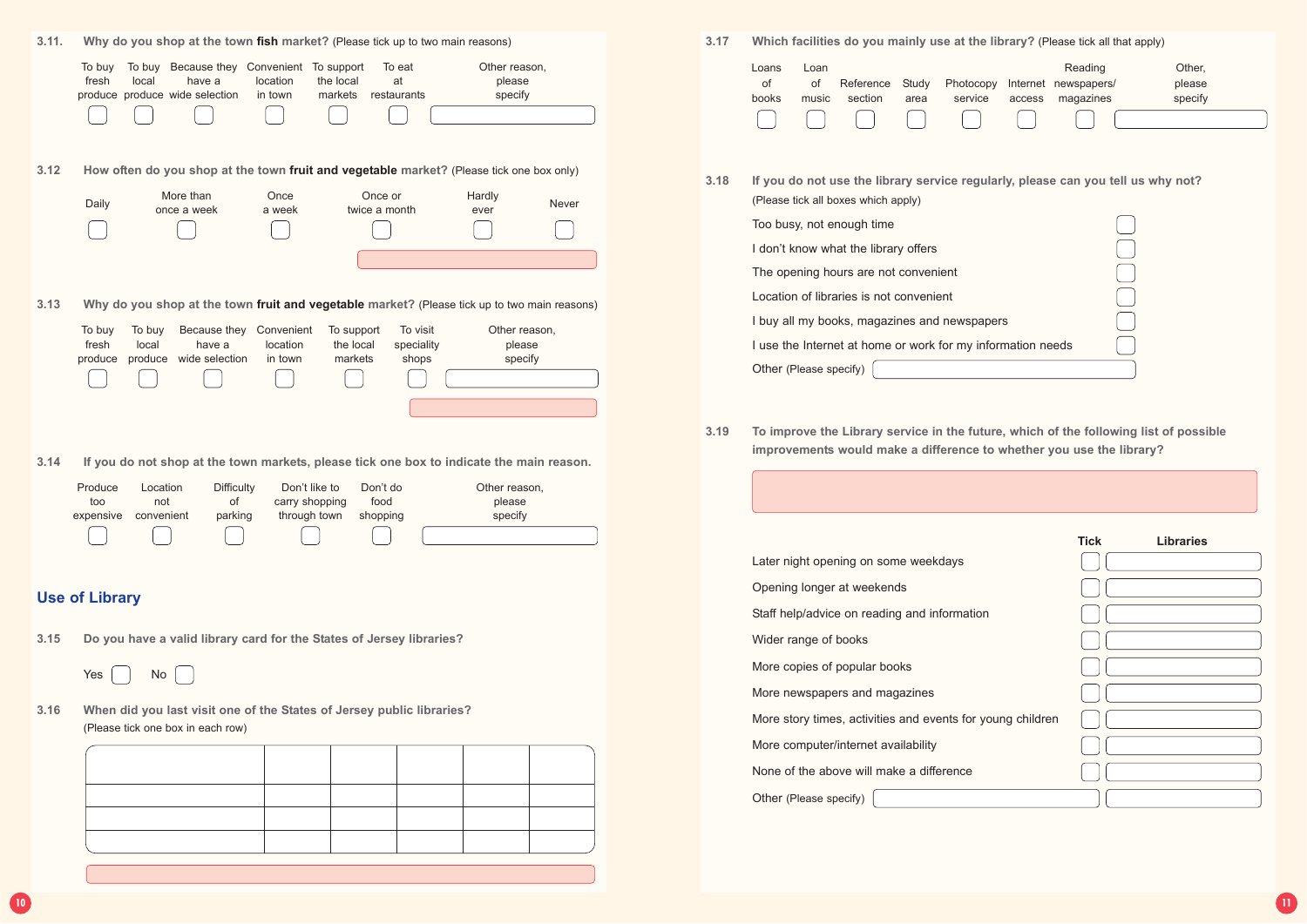**3.11. Why do you shop at the town fish market?** (Please tick up to two main reasons)

| To buy fresh produce | To buy local produce | Because they have a wide selection | Convenient location in town | To support the local markets | To eat at restaurants | Other reason, please specify |
|---|---|---|---|---|---|---|
| ☐ | ☐ | ☐ | ☐ | ☐ | ☐ | |

**3.12 How often do you shop at the town fruit and vegetable market?** (Please tick one box only)

| Daily | More than once a week | Once a week | Once or twice a month | Hardly ever | Never |
|---|---|---|---|---|---|
| ☐ | ☐ | ☐ | ☐ | ☐ | ☐ |

**3.13 Why do you shop at the town fruit and vegetable market?** (Please tick up to two main reasons)

| To buy fresh produce | To buy local produce | Because they have a wide selection | Convenient location in town | To support the local markets | To visit speciality shops | Other reason, please specify |
|---|---|---|---|---|---|---|
| ☐ | ☐ | ☐ | ☐ | ☐ | ☐ | |

**3.14 If you do not shop at the town markets, please tick one box to indicate the main reason.**

| Produce too expensive | Location not convenient | Difficulty of parking | Don't like to carry shopping through town | Don't do food shopping | Other reason, please specify |
|---|---|---|---|---|---|
| ☐ | ☐ | ☐ | ☐ | ☐ | |

## Use of Library

**3.15 Do you have a valid library card for the States of Jersey libraries?**

Yes ☐ No ☐

**3.16 When did you last visit one of the States of Jersey public libraries?**
(Please tick one box in each row)

| | | | | | |
|---|---|---|---|---|---|
| | | | | | |
| | | | | | |
| | | | | | |

**3.17 Which facilities do you mainly use at the library?** (Please tick all that apply)

| Loans of books | Loan of music | Reference section | Study area | Photocopy service | Internet access | Reading newspapers/ magazines | Other, please specify |
|---|---|---|---|---|---|---|---|
| ☐ | ☐ | ☐ | ☐ | ☐ | ☐ | ☐ | |

**3.18 If you do not use the library service regularly, please can you tell us why not?**
(Please tick all boxes which apply)

- Too busy, not enough time ☐
- I don't know what the library offers ☐
- The opening hours are not convenient ☐
- Location of libraries is not convenient ☐
- I buy all my books, magazines and newspapers ☐
- I use the Internet at home or work for my information needs ☐
- Other (Please specify) ______

**3.19 To improve the Library service in the future, which of the following list of possible improvements would make a difference to whether you use the library?**

| | Tick | Libraries |
|---|---|---|
| Later night opening on some weekdays | ☐ | |
| Opening longer at weekends | ☐ | |
| Staff help/advice on reading and information | ☐ | |
| Wider range of books | ☐ | |
| More copies of popular books | ☐ | |
| More newspapers and magazines | ☐ | |
| More story times, activities and events for young children | ☐ | |
| More computer/internet availability | ☐ | |
| None of the above will make a difference | ☐ | |
| Other (Please specify) | | |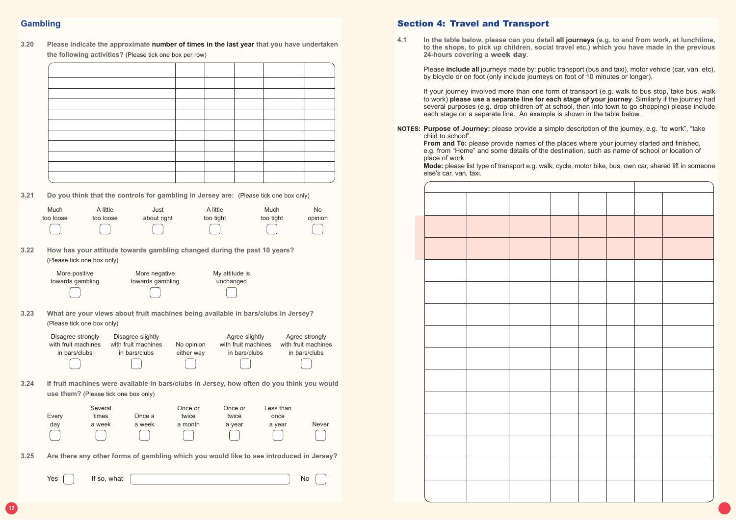## Gambling

**3.20** Please indicate the approximate **number of times in the last year** that you have undertaken the following activities? (Please tick one box per row)

| | | | | | |
|---|---|---|---|---|---|
| | | | | | |
| | | | | | |
| | | | | | |
| | | | | | |
| | | | | | |
| | | | | | |
| | | | | | |
| | | | | | |
| | | | | | |
| | | | | | |

**3.21** Do you think that the controls for gambling in Jersey are: (Please tick one box only)

- Much too loose ☐
- A little too loose ☐
- Just about right ☐
- A little too tight ☐
- Much too tight ☐
- No opinion ☐

**3.22** How has your attitude towards gambling changed during the past 10 years? (Please tick one box only)

- More positive towards gambling ☐
- More negative towards gambling ☐
- My attitude is unchanged ☐

**3.23** What are your views about fruit machines being available in bars/clubs in Jersey? (Please tick one box only)

- Disagree strongly with fruit machines in bars/clubs ☐
- Disagree slightly with fruit machines in bars/clubs ☐
- No opinion either way ☐
- Agree slightly with fruit machines in bars/clubs ☐
- Agree strongly with fruit machines in bars/clubs ☐

**3.24** If fruit machines were available in bars/clubs in Jersey, how often do you think you would use them? (Please tick one box only)

- Every day ☐
- Several times a week ☐
- Once a week ☐
- Once or twice a month ☐
- Once or twice a year ☐
- Less than once a year ☐
- Never ☐

**3.25** Are there any other forms of gambling which you would like to see introduced in Jersey?

Yes ☐ If so, what ________________ No ☐

## Section 4: Travel and Transport

**4.1** In the table below, please can you detail **all journeys** (e.g. to and from work, at lunchtime, to the shops, to pick up children, social travel etc.) which you have made in the previous 24-hours covering a **week day**.

Please **include all** journeys made by: public transport (bus and taxi), motor vehicle (car, van etc), by bicycle or on foot (only include journeys on foot of 10 minutes or longer).

If your journey involved more than one form of transport (e.g. walk to bus stop, take bus, walk to work) **please use a separate line for each stage of your journey**. Similarly if the journey had several purposes (e.g. drop children off at school, then into town to go shopping) please include each stage on a separate line. An example is shown in the table below.

**NOTES:** **Purpose of Journey:** please provide a simple description of the journey, e.g. "to work", "take child to school".
**From and To:** please provide names of the places where your journey started and finished, e.g. from "Home" and some details of the destination, such as name of school or location of place of work.
**Mode:** please list type of transport e.g. walk, cycle, motor bike, bus, own car, shared lift in someone else's car, van, taxi.

| | | | | | | | |
|---|---|---|---|---|---|---|---|
| | | | | | | | |
| | | | | | | | |
| | | | | | | | |
| | | | | | | | |
| | | | | | | | |
| | | | | | | | |
| | | | | | | | |
| | | | | | | | |
| | | | | | | | |
| | | | | | | | |
| | | | | | | | |
| | | | | | | | |
| | | | | | | | |
| | | | | | | | |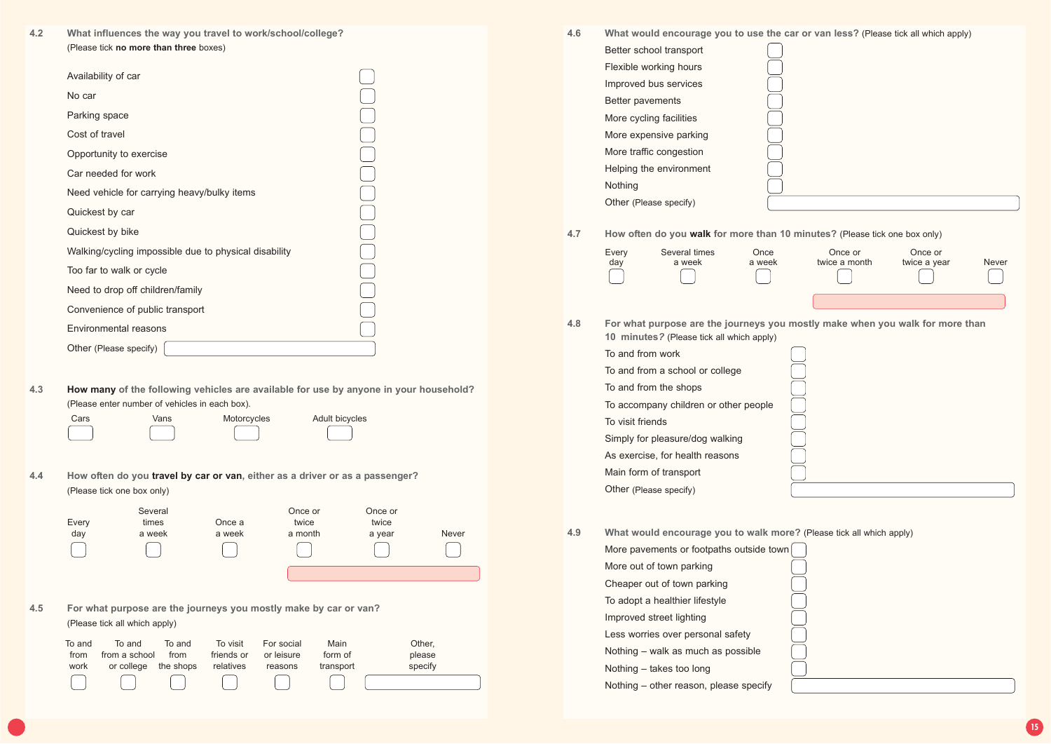**4.2 What influences the way you travel to work/school/college?**
(Please tick **no more than three** boxes)

- Availability of car ☐
- No car ☐
- Parking space ☐
- Cost of travel ☐
- Opportunity to exercise ☐
- Car needed for work ☐
- Need vehicle for carrying heavy/bulky items ☐
- Quickest by car ☐
- Quickest by bike ☐
- Walking/cycling impossible due to physical disability ☐
- Too far to walk or cycle ☐
- Need to drop off children/family ☐
- Convenience of public transport ☐
- Environmental reasons ☐
- Other (Please specify) ____________

**4.3 How many of the following vehicles are available for use by anyone in your household?**
(Please enter number of vehicles in each box).

| Cars | Vans | Motorcycles | Adult bicycles |
|---|---|---|---|
| ☐ | ☐ | ☐ | ☐ |

**4.4 How often do you travel by car or van, either as a driver or as a passenger?**
(Please tick one box only)

| Every day | Several times a week | Once a week | Once or twice a month | Once or twice a year | Never |
|---|---|---|---|---|---|
| ☐ | ☐ | ☐ | ☐ | ☐ | ☐ |

**4.5 For what purpose are the journeys you mostly make by car or van?**
(Please tick all which apply)

| To and from work | To and from a school or college | To and from the shops | To visit friends or relatives | For social or leisure reasons | Main form of transport | Other, please specify |
|---|---|---|---|---|---|---|
| ☐ | ☐ | ☐ | ☐ | ☐ | ☐ | ____________ |

**4.6 What would encourage you to use the car or van less?** (Please tick all which apply)

- Better school transport ☐
- Flexible working hours ☐
- Improved bus services ☐
- Better pavements ☐
- More cycling facilities ☐
- More expensive parking ☐
- More traffic congestion ☐
- Helping the environment ☐
- Nothing ☐
- Other (Please specify) ____________

**4.7 How often do you walk for more than 10 minutes?** (Please tick one box only)

| Every day | Several times a week | Once a week | Once or twice a month | Once or twice a year | Never |
|---|---|---|---|---|---|
| ☐ | ☐ | ☐ | ☐ | ☐ | ☐ |

**4.8 For what purpose are the journeys you mostly make when you walk for more than 10 minutes?** (Please tick all which apply)

- To and from work ☐
- To and from a school or college ☐
- To and from the shops ☐
- To accompany children or other people ☐
- To visit friends ☐
- Simply for pleasure/dog walking ☐
- As exercise, for health reasons ☐
- Main form of transport ☐
- Other (Please specify) ____________

**4.9 What would encourage you to walk more?** (Please tick all which apply)

- More pavements or footpaths outside town ☐
- More out of town parking ☐
- Cheaper out of town parking ☐
- To adopt a healthier lifestyle ☐
- Improved street lighting ☐
- Less worries over personal safety ☐
- Nothing – walk as much as possible ☐
- Nothing – takes too long ☐
- Nothing – other reason, please specify ____________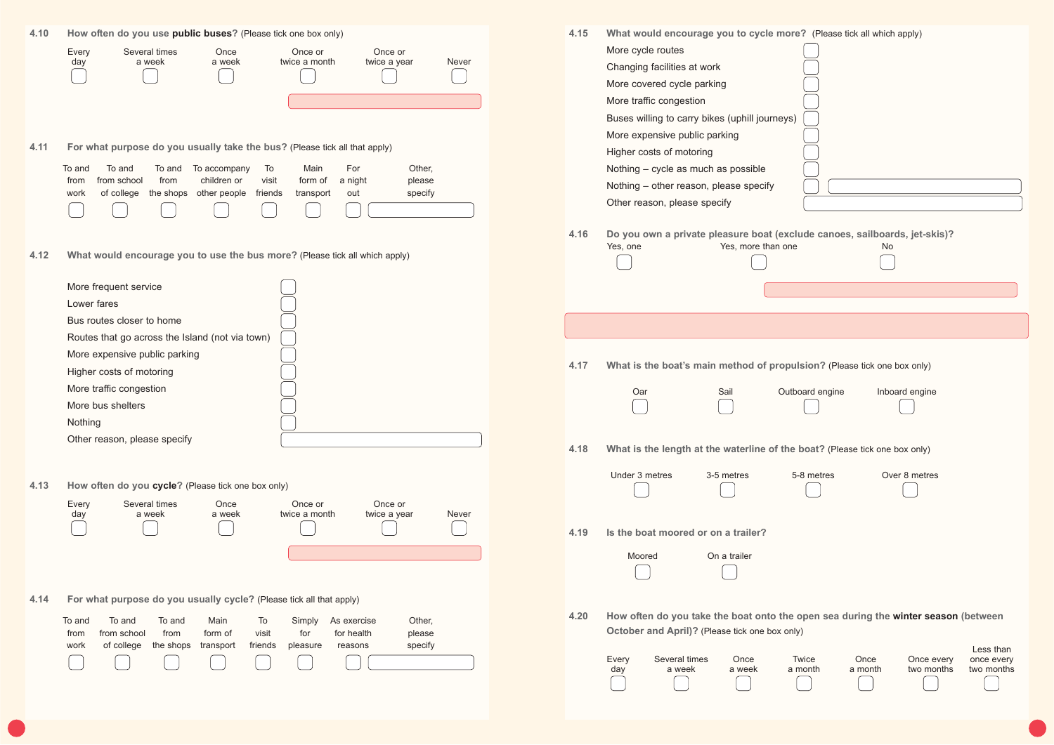**4.10 How often do you use public buses?** (Please tick one box only)

- Every day
- Several times a week
- Once a week
- Once or twice a month
- Once or twice a year
- Never

**4.11 For what purpose do you usually take the bus?** (Please tick all that apply)

- To and from work
- To and from school of college
- To and from the shops
- To accompany children or other people
- To visit friends
- Main form of transport
- For a night out
- Other, please specify

**4.12 What would encourage you to use the bus more?** (Please tick all which apply)

- More frequent service
- Lower fares
- Bus routes closer to home
- Routes that go across the Island (not via town)
- More expensive public parking
- Higher costs of motoring
- More traffic congestion
- More bus shelters
- Nothing
- Other reason, please specify

**4.13 How often do you cycle?** (Please tick one box only)

- Every day
- Several times a week
- Once a week
- Once or twice a month
- Once or twice a year
- Never

**4.14 For what purpose do you usually cycle?** (Please tick all that apply)

- To and from work
- To and from school of college
- To and from the shops
- Main form of transport
- To visit friends
- Simply for pleasure
- As exercise for health reasons
- Other, please specify

**4.15 What would encourage you to cycle more?** (Please tick all which apply)

- More cycle routes
- Changing facilities at work
- More covered cycle parking
- More traffic congestion
- Buses willing to carry bikes (uphill journeys)
- More expensive public parking
- Higher costs of motoring
- Nothing – cycle as much as possible
- Nothing – other reason, please specify
- Other reason, please specify

**4.16 Do you own a private pleasure boat (exclude canoes, sailboards, jet-skis)?**

- Yes, one
- Yes, more than one
- No

**4.17 What is the boat's main method of propulsion?** (Please tick one box only)

- Oar
- Sail
- Outboard engine
- Inboard engine

**4.18 What is the length at the waterline of the boat?** (Please tick one box only)

- Under 3 metres
- 3-5 metres
- 5-8 metres
- Over 8 metres

**4.19 Is the boat moored or on a trailer?**

- Moored
- On a trailer

**4.20 How often do you take the boat onto the open sea during the winter season (between October and April)?** (Please tick one box only)

- Every day
- Several times a week
- Once a week
- Twice a month
- Once a month
- Once every two months
- Less than once every two months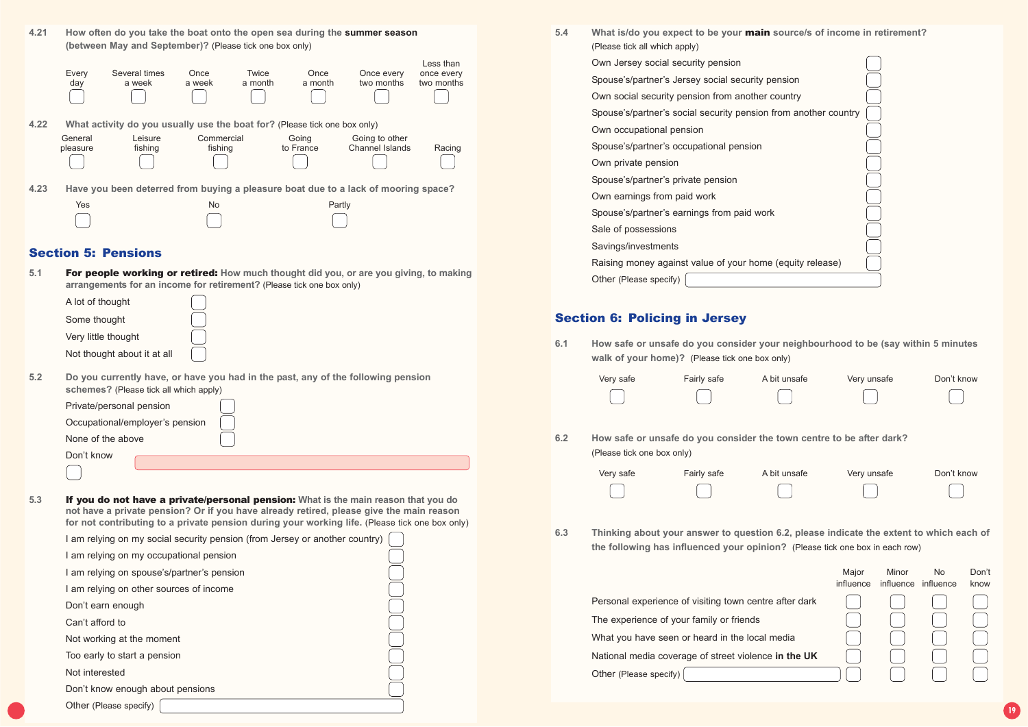**4.21** **How often do you take the boat onto the open sea during the summer season (between May and September)?** (Please tick one box only)

| Every day | Several times a week | Once a week | Twice a month | Once a month | Once every two months | Less than once every two months |
|---|---|---|---|---|---|---|
| ☐ | ☐ | ☐ | ☐ | ☐ | ☐ | ☐ |

**4.22** **What activity do you usually use the boat for?** (Please tick one box only)

| General pleasure | Leisure fishing | Commercial fishing | Going to France | Going to other Channel Islands | Racing |
|---|---|---|---|---|---|
| ☐ | ☐ | ☐ | ☐ | ☐ | ☐ |

**4.23** **Have you been deterred from buying a pleasure boat due to a lack of mooring space?**

| Yes | No | Partly |
|---|---|---|
| ☐ | ☐ | ☐ |

## Section 5: Pensions

**5.1** **For people working or retired: How much thought did you, or are you giving, to making arrangements for an income for retirement?** (Please tick one box only)

- A lot of thought ☐
- Some thought ☐
- Very little thought ☐
- Not thought about it at all ☐

**5.2** **Do you currently have, or have you had in the past, any of the following pension schemes?** (Please tick all which apply)

- Private/personal pension ☐
- Occupational/employer's pension ☐
- None of the above ☐
- Don't know ☐

**5.3** **If you do not have a private/personal pension: What is the main reason that you do not have a private pension? Or if you have already retired, please give the main reason for not contributing to a private pension during your working life.** (Please tick one box only)

- I am relying on my social security pension (from Jersey or another country) ☐
- I am relying on my occupational pension ☐
- I am relying on spouse's/partner's pension ☐
- I am relying on other sources of income ☐
- Don't earn enough ☐
- Can't afford to ☐
- Not working at the moment ☐
- Too early to start a pension ☐
- Not interested ☐
- Don't know enough about pensions ☐
- Other (Please specify) ____________________

**5.4** **What is/do you expect to be your main source/s of income in retirement?** (Please tick all which apply)

- Own Jersey social security pension ☐
- Spouse's/partner's Jersey social security pension ☐
- Own social security pension from another country ☐
- Spouse's/partner's social security pension from another country ☐
- Own occupational pension ☐
- Spouse's/partner's occupational pension ☐
- Own private pension ☐
- Spouse's/partner's private pension ☐
- Own earnings from paid work ☐
- Spouse's/partner's earnings from paid work ☐
- Sale of possessions ☐
- Savings/investments ☐
- Raising money against value of your home (equity release) ☐
- Other (Please specify) ____________________

## Section 6: Policing in Jersey

**6.1** **How safe or unsafe do you consider your neighbourhood to be (say within 5 minutes walk of your home)?** (Please tick one box only)

| Very safe | Fairly safe | A bit unsafe | Very unsafe | Don't know |
|---|---|---|---|---|
| ☐ | ☐ | ☐ | ☐ | ☐ |

**6.2** **How safe or unsafe do you consider the town centre to be after dark?** (Please tick one box only)

| Very safe | Fairly safe | A bit unsafe | Very unsafe | Don't know |
|---|---|---|---|---|
| ☐ | ☐ | ☐ | ☐ | ☐ |

**6.3** **Thinking about your answer to question 6.2, please indicate the extent to which each of the following has influenced your opinion?** (Please tick one box in each row)

| | Major influence | Minor influence | No influence | Don't know |
|---|---|---|---|---|
| Personal experience of visiting town centre after dark | ☐ | ☐ | ☐ | ☐ |
| The experience of your family or friends | ☐ | ☐ | ☐ | ☐ |
| What you have seen or heard in the local media | ☐ | ☐ | ☐ | ☐ |
| National media coverage of street violence **in the UK** | ☐ | ☐ | ☐ | ☐ |
| Other (Please specify) ____________ | ☐ | ☐ | ☐ | ☐ |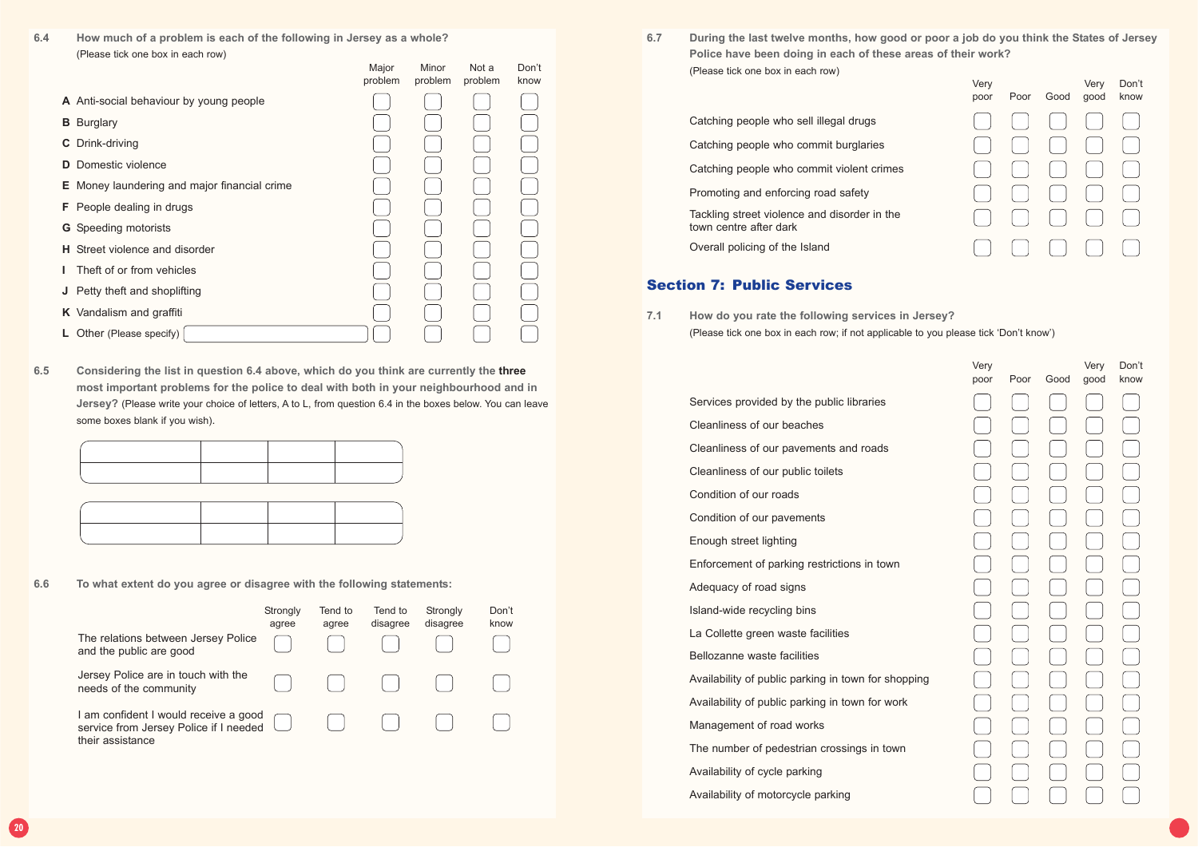**6.4 How much of a problem is each of the following in Jersey as a whole?**
(Please tick one box in each row)

| | Major problem | Minor problem | Not a problem | Don't know |
|---|---|---|---|---|
| **A** Anti-social behaviour by young people | | | | |
| **B** Burglary | | | | |
| **C** Drink-driving | | | | |
| **D** Domestic violence | | | | |
| **E** Money laundering and major financial crime | | | | |
| **F** People dealing in drugs | | | | |
| **G** Speeding motorists | | | | |
| **H** Street violence and disorder | | | | |
| **I** Theft of or from vehicles | | | | |
| **J** Petty theft and shoplifting | | | | |
| **K** Vandalism and graffiti | | | | |
| **L** Other (Please specify) | | | | |

**6.5 Considering the list in question 6.4 above, which do you think are currently the three most important problems for the police to deal with both in your neighbourhood and in Jersey?** (Please write your choice of letters, A to L, from question 6.4 in the boxes below. You can leave some boxes blank if you wish).

| | | | |
|---|---|---|---|
| | | | |

| | | | |
|---|---|---|---|
| | | | |

**6.6 To what extent do you agree or disagree with the following statements:**

| | Strongly agree | Tend to agree | Tend to disagree | Strongly disagree | Don't know |
|---|---|---|---|---|---|
| The relations between Jersey Police and the public are good | | | | | |
| Jersey Police are in touch with the needs of the community | | | | | |
| I am confident I would receive a good service from Jersey Police if I needed their assistance | | | | | |

**6.7 During the last twelve months, how good or poor a job do you think the States of Jersey Police have been doing in each of these areas of their work?**
(Please tick one box in each row)

| | Very poor | Poor | Good | Very good | Don't know |
|---|---|---|---|---|---|
| Catching people who sell illegal drugs | | | | | |
| Catching people who commit burglaries | | | | | |
| Catching people who commit violent crimes | | | | | |
| Promoting and enforcing road safety | | | | | |
| Tackling street violence and disorder in the town centre after dark | | | | | |
| Overall policing of the Island | | | | | |

## Section 7: Public Services

**7.1 How do you rate the following services in Jersey?**
(Please tick one box in each row; if not applicable to you please tick 'Don't know')

| | Very poor | Poor | Good | Very good | Don't know |
|---|---|---|---|---|---|
| Services provided by the public libraries | | | | | |
| Cleanliness of our beaches | | | | | |
| Cleanliness of our pavements and roads | | | | | |
| Cleanliness of our public toilets | | | | | |
| Condition of our roads | | | | | |
| Condition of our pavements | | | | | |
| Enough street lighting | | | | | |
| Enforcement of parking restrictions in town | | | | | |
| Adequacy of road signs | | | | | |
| Island-wide recycling bins | | | | | |
| La Collette green waste facilities | | | | | |
| Bellozanne waste facilities | | | | | |
| Availability of public parking in town for shopping | | | | | |
| Availability of public parking in town for work | | | | | |
| Management of road works | | | | | |
| The number of pedestrian crossings in town | | | | | |
| Availability of cycle parking | | | | | |
| Availability of motorcycle parking | | | | | |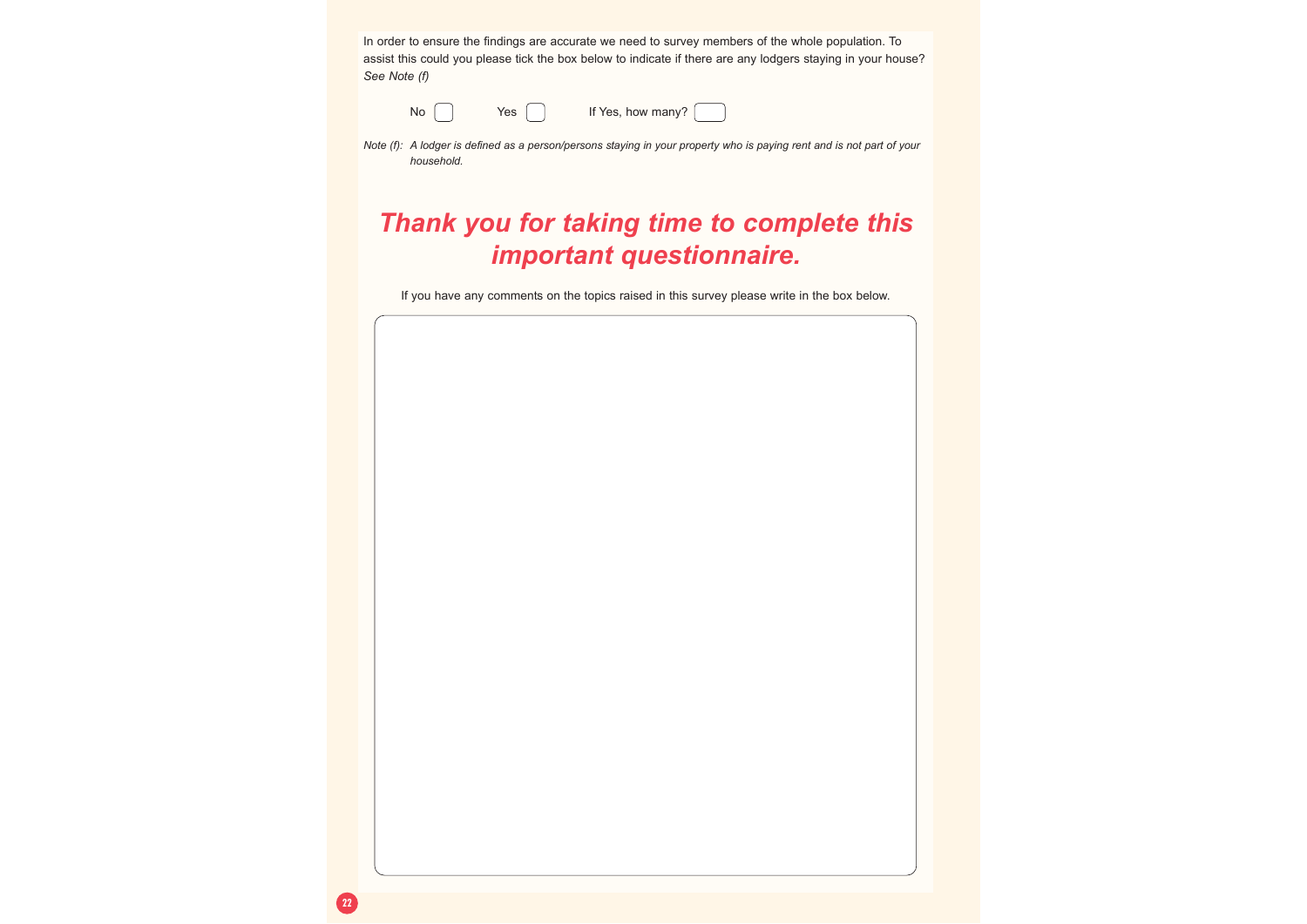In order to ensure the findings are accurate we need to survey members of the whole population. To assist this could you please tick the box below to indicate if there are any lodgers staying in your house? *See Note (f)*

No ☐ Yes ☐ If Yes, how many? ☐

*Note (f): A lodger is defined as a person/persons staying in your property who is paying rent and is not part of your household.*

# *Thank you for taking time to complete this important questionnaire.*

If you have any comments on the topics raised in this survey please write in the box below.